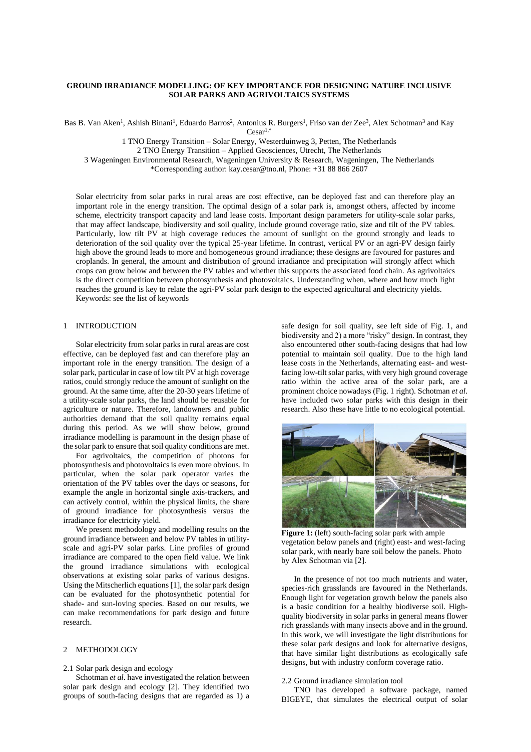# GROUND IRRADIANCE MODELLING: OF KEY IMPORTANCE FOR DESIGNING NATURE INCLUSIVE SOLAR PARKS AND AGRIVOLTAICS SYSTEMS

Bas B. Van Aken[1], Ashish Binani[1], Eduardo Barros[2], Antonius R. Burgers[1], Friso van der Zee[3], Alex Schotman[3] and Kay Cesar[1,*]

1 TNO Energy Transition – Solar Energy, Westerduinweg 3, Petten, The Netherlands
2 TNO Energy Transition – Applied Geosciences, Utrecht, The Netherlands
3 Wageningen Environmental Research, Wageningen University & Research, Wageningen, The Netherlands
*Corresponding author: kay.cesar@tno.nl, Phone: +31 88 866 2607

Solar electricity from solar parks in rural areas are cost effective, can be deployed fast and can therefore play an important role in the energy transition. The optimal design of a solar park is, amongst others, affected by income scheme, electricity transport capacity and land lease costs. Important design parameters for utility-scale solar parks, that may affect landscape, biodiversity and soil quality, include ground coverage ratio, size and tilt of the PV tables. Particularly, low tilt PV at high coverage reduces the amount of sunlight on the ground strongly and leads to deterioration of the soil quality over the typical 25-year lifetime. In contrast, vertical PV or an agri-PV design fairly high above the ground leads to more and homogeneous ground irradiance; these designs are favoured for pastures and croplands. In general, the amount and distribution of ground irradiance and precipitation will strongly affect which crops can grow below and between the PV tables and whether this supports the associated food chain. As agrivoltaics is the direct competition between photosynthesis and photovoltaics. Understanding when, where and how much light reaches the ground is key to relate the agri-PV solar park design to the expected agricultural and electricity yields.
Keywords: see the list of keywords

## 1 INTRODUCTION

Solar electricity from solar parks in rural areas are cost effective, can be deployed fast and can therefore play an important role in the energy transition. The design of a solar park, particular in case of low tilt PV at high coverage ratios, could strongly reduce the amount of sunlight on the ground. At the same time, after the 20-30 years lifetime of a utility-scale solar parks, the land should be reusable for agriculture or nature. Therefore, landowners and public authorities demand that the soil quality remains equal during this period. As we will show below, ground irradiance modelling is paramount in the design phase of the solar park to ensure that soil quality conditions are met.

For agrivoltaics, the competition of photons for photosynthesis and photovoltaics is even more obvious. In particular, when the solar park operator varies the orientation of the PV tables over the days or seasons, for example the angle in horizontal single axis-trackers, and can actively control, within the physical limits, the share of ground irradiance for photosynthesis versus the irradiance for electricity yield.

We present methodology and modelling results on the ground irradiance between and below PV tables in utility-scale and agri-PV solar parks. Line profiles of ground irradiance are compared to the open field value. We link the ground irradiance simulations with ecological observations at existing solar parks of various designs. Using the Mitscherlich equations [1], the solar park design can be evaluated for the photosynthetic potential for shade- and sun-loving species. Based on our results, we can make recommendations for park design and future research.

## 2 METHODOLOGY

### 2.1 Solar park design and ecology

Schotman *et al*. have investigated the relation between solar park design and ecology [2]. They identified two groups of south-facing designs that are regarded as 1) a safe design for soil quality, see left side of Fig. 1, and biodiversity and 2) a more "risky" design. In contrast, they also encountered other south-facing designs that had low potential to maintain soil quality. Due to the high land lease costs in the Netherlands, alternating east- and west-facing low-tilt solar parks, with very high ground coverage ratio within the active area of the solar park, are a prominent choice nowadays (Fig. 1 right). Schotman *et al*. have included two solar parks with this design in their research. Also these have little to no ecological potential.

**Figure 1:** (left) south-facing solar park with ample vegetation below panels and (right) east- and west-facing solar park, with nearly bare soil below the panels. Photo by Alex Schotman via [2].

In the presence of not too much nutrients and water, species-rich grasslands are favoured in the Netherlands. Enough light for vegetation growth below the panels also is a basic condition for a healthy biodiverse soil. High-quality biodiversity in solar parks in general means flower rich grasslands with many insects above and in the ground. In this work, we will investigate the light distributions for these solar park designs and look for alternative designs, that have similar light distributions as ecologically safe designs, but with industry conform coverage ratio.

### 2.2 Ground irradiance simulation tool

TNO has developed a software package, named BIGEYE, that simulates the electrical output of solar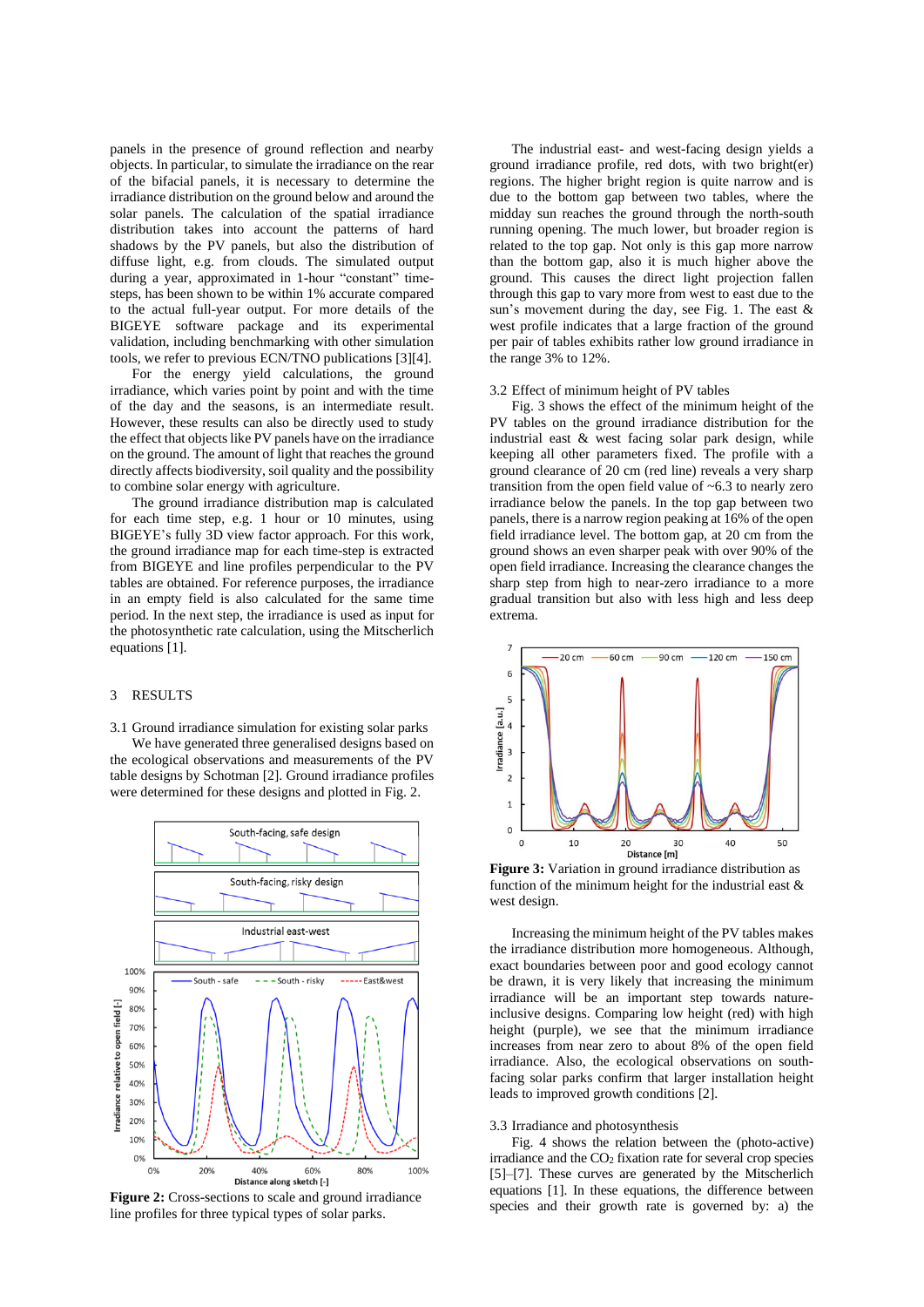panels in the presence of ground reflection and nearby objects. In particular, to simulate the irradiance on the rear of the bifacial panels, it is necessary to determine the irradiance distribution on the ground below and around the solar panels. The calculation of the spatial irradiance distribution takes into account the patterns of hard shadows by the PV panels, but also the distribution of diffuse light, e.g. from clouds. The simulated output during a year, approximated in 1-hour "constant" time-steps, has been shown to be within 1% accurate compared to the actual full-year output. For more details of the BIGEYE software package and its experimental validation, including benchmarking with other simulation tools, we refer to previous ECN/TNO publications [3][4].

For the energy yield calculations, the ground irradiance, which varies point by point and with the time of the day and the seasons, is an intermediate result. However, these results can also be directly used to study the effect that objects like PV panels have on the irradiance on the ground. The amount of light that reaches the ground directly affects biodiversity, soil quality and the possibility to combine solar energy with agriculture.

The ground irradiance distribution map is calculated for each time step, e.g. 1 hour or 10 minutes, using BIGEYE's fully 3D view factor approach. For this work, the ground irradiance map for each time-step is extracted from BIGEYE and line profiles perpendicular to the PV tables are obtained. For reference purposes, the irradiance in an empty field is also calculated for the same time period. In the next step, the irradiance is used as input for the photosynthetic rate calculation, using the Mitscherlich equations [1].

## 3 RESULTS

### 3.1 Ground irradiance simulation for existing solar parks

We have generated three generalised designs based on the ecological observations and measurements of the PV table designs by Schotman [2]. Ground irradiance profiles were determined for these designs and plotted in Fig. 2.

**Figure 2:** Cross-sections to scale and ground irradiance line profiles for three typical types of solar parks.

The industrial east- and west-facing design yields a ground irradiance profile, red dots, with two bright(er) regions. The higher bright region is quite narrow and is due to the bottom gap between two tables, where the midday sun reaches the ground through the north-south running opening. The much lower, but broader region is related to the top gap. Not only is this gap more narrow than the bottom gap, also it is much higher above the ground. This causes the direct light projection fallen through this gap to vary more from west to east due to the sun's movement during the day, see Fig. 1. The east & west profile indicates that a large fraction of the ground per pair of tables exhibits rather low ground irradiance in the range 3% to 12%.

### 3.2 Effect of minimum height of PV tables

Fig. 3 shows the effect of the minimum height of the PV tables on the ground irradiance distribution for the industrial east & west facing solar park design, while keeping all other parameters fixed. The profile with a ground clearance of 20 cm (red line) reveals a very sharp transition from the open field value of ~6.3 to nearly zero irradiance below the panels. In the top gap between two panels, there is a narrow region peaking at 16% of the open field irradiance level. The bottom gap, at 20 cm from the ground shows an even sharper peak with over 90% of the open field irradiance. Increasing the clearance changes the sharp step from high to near-zero irradiance to a more gradual transition but also with less high and less deep extrema.

**Figure 3:** Variation in ground irradiance distribution as function of the minimum height for the industrial east & west design.

Increasing the minimum height of the PV tables makes the irradiance distribution more homogeneous. Although, exact boundaries between poor and good ecology cannot be drawn, it is very likely that increasing the minimum irradiance will be an important step towards nature-inclusive designs. Comparing low height (red) with high height (purple), we see that the minimum irradiance increases from near zero to about 8% of the open field irradiance. Also, the ecological observations on south-facing solar parks confirm that larger installation height leads to improved growth conditions [2].

### 3.3 Irradiance and photosynthesis

Fig. 4 shows the relation between the (photo-active) irradiance and the $CO_2$ fixation rate for several crop species [5]–[7]. These curves are generated by the Mitscherlich equations [1]. In these equations, the difference between species and their growth rate is governed by: a) the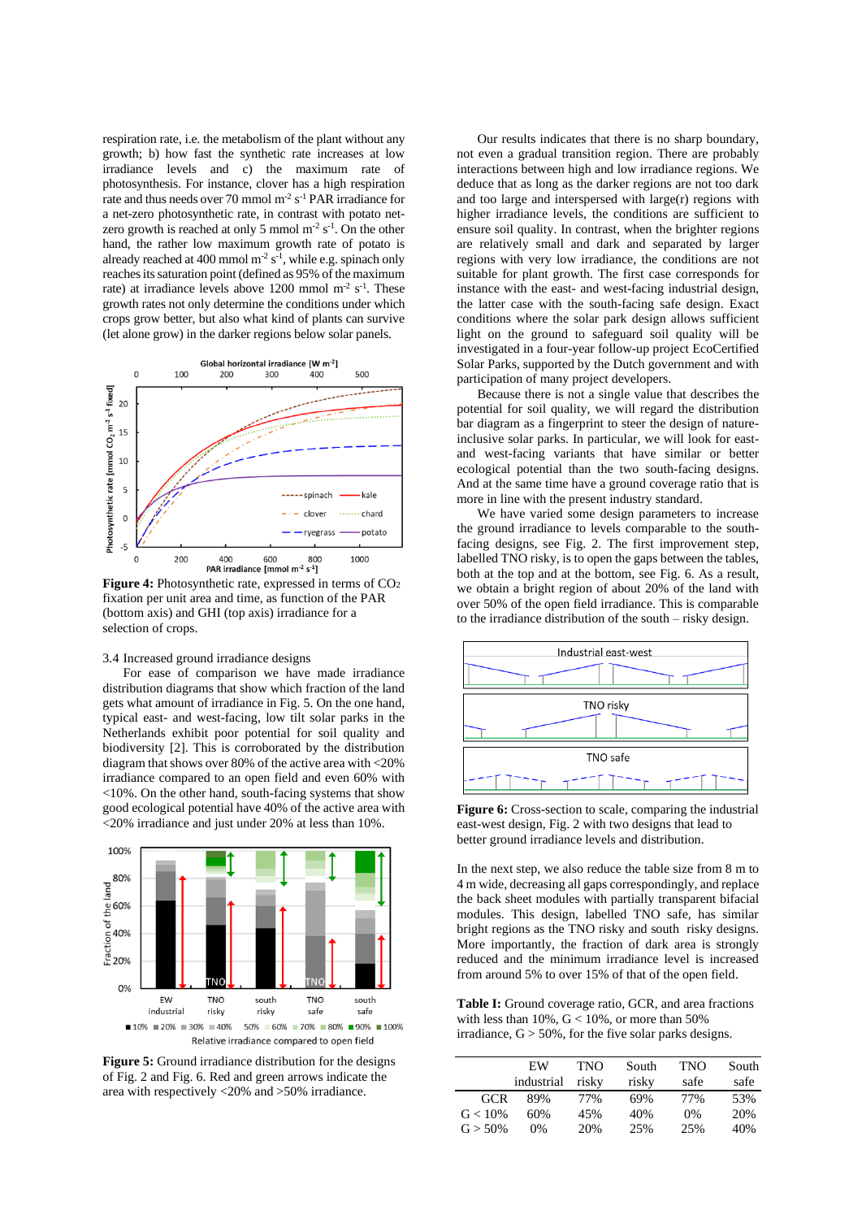respiration rate, i.e. the metabolism of the plant without any growth; b) how fast the synthetic rate increases at low irradiance levels and c) the maximum rate of photosynthesis. For instance, clover has a high respiration rate and thus needs over 70 mmol m$^{-2}$ s$^{-1}$ PAR irradiance for a net-zero photosynthetic rate, in contrast with potato net-zero growth is reached at only 5 mmol m$^{-2}$ s$^{-1}$. On the other hand, the rather low maximum growth rate of potato is already reached at 400 mmol m$^{-2}$ s$^{-1}$, while e.g. spinach only reaches its saturation point (defined as 95% of the maximum rate) at irradiance levels above 1200 mmol m$^{-2}$ s$^{-1}$. These growth rates not only determine the conditions under which crops grow better, but also what kind of plants can survive (let alone grow) in the darker regions below solar panels.

**Figure 4:** Photosynthetic rate, expressed in terms of $CO_2$ fixation per unit area and time, as function of the PAR (bottom axis) and GHI (top axis) irradiance for a selection of crops.

### 3.4 Increased ground irradiance designs

For ease of comparison we have made irradiance distribution diagrams that show which fraction of the land gets what amount of irradiance in Fig. 5. On the one hand, typical east- and west-facing, low tilt solar parks in the Netherlands exhibit poor potential for soil quality and biodiversity [2]. This is corroborated by the distribution diagram that shows over 80% of the active area with <20% irradiance compared to an open field and even 60% with <10%. On the other hand, south-facing systems that show good ecological potential have 40% of the active area with <20% irradiance and just under 20% at less than 10%.

**Figure 5:** Ground irradiance distribution for the designs of Fig. 2 and Fig. 6. Red and green arrows indicate the area with respectively <20% and >50% irradiance.

Our results indicates that there is no sharp boundary, not even a gradual transition region. There are probably interactions between high and low irradiance regions. We deduce that as long as the darker regions are not too dark and too large and interspersed with large(r) regions with higher irradiance levels, the conditions are sufficient to ensure soil quality. In contrast, when the brighter regions are relatively small and dark and separated by larger regions with very low irradiance, the conditions are not suitable for plant growth. The first case corresponds for instance with the east- and west-facing industrial design, the latter case with the south-facing safe design. Exact conditions where the solar park design allows sufficient light on the ground to safeguard soil quality will be investigated in a four-year follow-up project EcoCertified Solar Parks, supported by the Dutch government and with participation of many project developers.

Because there is not a single value that describes the potential for soil quality, we will regard the distribution bar diagram as a fingerprint to steer the design of nature-inclusive solar parks. In particular, we will look for east- and west-facing variants that have similar or better ecological potential than the two south-facing designs. And at the same time have a ground coverage ratio that is more in line with the present industry standard.

We have varied some design parameters to increase the ground irradiance to levels comparable to the south-facing designs, see Fig. 2. The first improvement step, labelled TNO risky, is to open the gaps between the tables, both at the top and at the bottom, see Fig. 6. As a result, we obtain a bright region of about 20% of the land with over 50% of the open field irradiance. This is comparable to the irradiance distribution of the south – risky design.

**Figure 6:** Cross-section to scale, comparing the industrial east-west design, Fig. 2 with two designs that lead to better ground irradiance levels and distribution.

In the next step, we also reduce the table size from 8 m to 4 m wide, decreasing all gaps correspondingly, and replace the back sheet modules with partially transparent bifacial modules. This design, labelled TNO safe, has similar bright regions as the TNO risky and south risky designs. More importantly, the fraction of dark area is strongly reduced and the minimum irradiance level is increased from around 5% to over 15% of that of the open field.

**Table I:** Ground coverage ratio, GCR, and area fractions with less than 10%, G < 10%, or more than 50% irradiance, G > 50%, for the five solar parks designs.

| | EW industrial | TNO risky | South risky | TNO safe | South safe |
|---|---|---|---|---|---|
| GCR | 89% | 77% | 69% | 77% | 53% |
| G < 10% | 60% | 45% | 40% | 0% | 20% |
| G > 50% | 0% | 20% | 25% | 25% | 40% |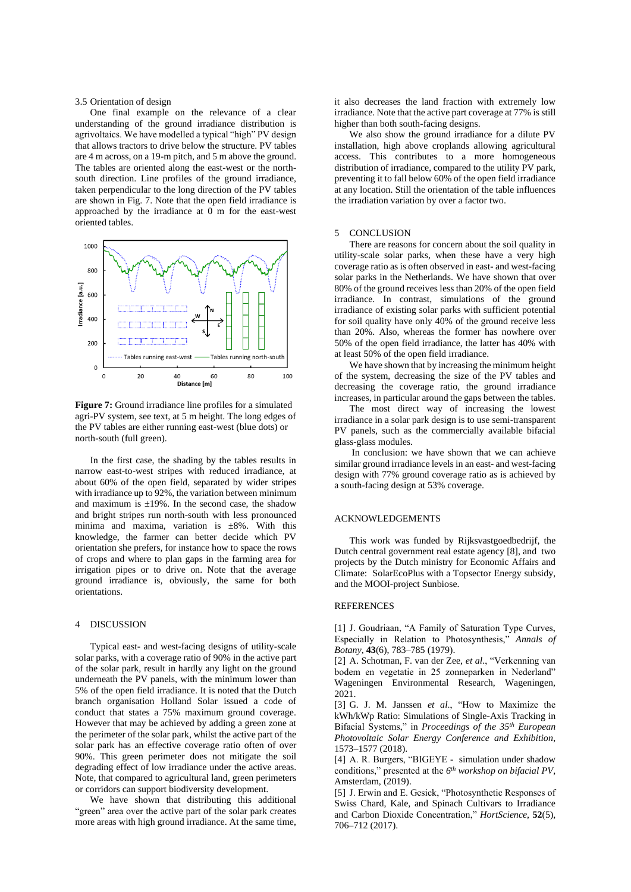3.5 Orientation of design

One final example on the relevance of a clear understanding of the ground irradiance distribution is agrivoltaics. We have modelled a typical "high" PV design that allows tractors to drive below the structure. PV tables are 4 m across, on a 19-m pitch, and 5 m above the ground. The tables are oriented along the east-west or the north-south direction. Line profiles of the ground irradiance, taken perpendicular to the long direction of the PV tables are shown in Fig. 7. Note that the open field irradiance is approached by the irradiance at 0 m for the east-west oriented tables.

**Figure 7:** Ground irradiance line profiles for a simulated agri-PV system, see text, at 5 m height. The long edges of the PV tables are either running east-west (blue dots) or north-south (full green).

In the first case, the shading by the tables results in narrow east-to-west stripes with reduced irradiance, at about 60% of the open field, separated by wider stripes with irradiance up to 92%, the variation between minimum and maximum is ±19%. In the second case, the shadow and bright stripes run north-south with less pronounced minima and maxima, variation is ±8%. With this knowledge, the farmer can better decide which PV orientation she prefers, for instance how to space the rows of crops and where to plan gaps in the farming area for irrigation pipes or to drive on. Note that the average ground irradiance is, obviously, the same for both orientations.

## 4 DISCUSSION

Typical east- and west-facing designs of utility-scale solar parks, with a coverage ratio of 90% in the active part of the solar park, result in hardly any light on the ground underneath the PV panels, with the minimum lower than 5% of the open field irradiance. It is noted that the Dutch branch organisation Holland Solar issued a code of conduct that states a 75% maximum ground coverage. However that may be achieved by adding a green zone at the perimeter of the solar park, whilst the active part of the solar park has an effective coverage ratio often of over 90%. This green perimeter does not mitigate the soil degrading effect of low irradiance under the active areas. Note, that compared to agricultural land, green perimeters or corridors can support biodiversity development.

We have shown that distributing this additional "green" area over the active part of the solar park creates more areas with high ground irradiance. At the same time, it also decreases the land fraction with extremely low irradiance. Note that the active part coverage at 77% is still higher than both south-facing designs.

We also show the ground irradiance for a dilute PV installation, high above croplands allowing agricultural access. This contributes to a more homogeneous distribution of irradiance, compared to the utility PV park, preventing it to fall below 60% of the open field irradiance at any location. Still the orientation of the table influences the irradiation variation by over a factor two.

## 5 CONCLUSION

There are reasons for concern about the soil quality in utility-scale solar parks, when these have a very high coverage ratio as is often observed in east- and west-facing solar parks in the Netherlands. We have shown that over 80% of the ground receives less than 20% of the open field irradiance. In contrast, simulations of the ground irradiance of existing solar parks with sufficient potential for soil quality have only 40% of the ground receive less than 20%. Also, whereas the former has nowhere over 50% of the open field irradiance, the latter has 40% with at least 50% of the open field irradiance.

We have shown that by increasing the minimum height of the system, decreasing the size of the PV tables and decreasing the coverage ratio, the ground irradiance increases, in particular around the gaps between the tables.

The most direct way of increasing the lowest irradiance in a solar park design is to use semi-transparent PV panels, such as the commercially available bifacial glass-glass modules.

In conclusion: we have shown that we can achieve similar ground irradiance levels in an east- and west-facing design with 77% ground coverage ratio as is achieved by a south-facing design at 53% coverage.

## ACKNOWLEDGEMENTS

This work was funded by Rijksvastgoedbedrijf, the Dutch central government real estate agency [8], and two projects by the Dutch ministry for Economic Affairs and Climate: SolarEcoPlus with a Topsector Energy subsidy, and the MOOI-project Sunbiose.

## REFERENCES

[1] J. Goudriaan, "A Family of Saturation Type Curves, Especially in Relation to Photosynthesis," *Annals of Botany*, **43**(6), 783–785 (1979).

[2] A. Schotman, F. van der Zee, *et al*., "Verkenning van bodem en vegetatie in 25 zonneparken in Nederland" Wageningen Environmental Research, Wageningen, 2021.

[3] G. J. M. Janssen *et al*., "How to Maximize the kWh/kWp Ratio: Simulations of Single-Axis Tracking in Bifacial Systems," in *Proceedings of the 35th European Photovoltaic Solar Energy Conference and Exhibition*, 1573–1577 (2018).

[4] A. R. Burgers, "BIGEYE - simulation under shadow conditions," presented at the *6th workshop on bifacial PV*, Amsterdam, (2019).

[5] J. Erwin and E. Gesick, "Photosynthetic Responses of Swiss Chard, Kale, and Spinach Cultivars to Irradiance and Carbon Dioxide Concentration," *HortScience*, **52**(5), 706–712 (2017).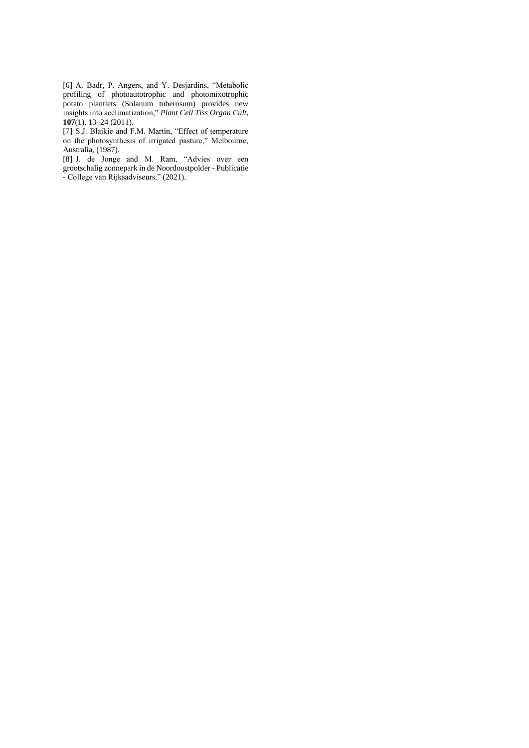[6] A. Badr, P. Angers, and Y. Desjardins, "Metabolic profiling of photoautotrophic and photomixotrophic potato plantlets (Solanum tuberosum) provides new insights into acclimatization," *Plant Cell Tiss Organ Cult*, **107**(1), 13–24 (2011).

[7] S.J. Blaikie and F.M. Martin, "Effect of temperature on the photosynthesis of irrigated pasture," Melbourne, Australia, (1987).

[8] J. de Jonge and M. Ram, "Advies over een grootschalig zonnepark in de Noordoostpolder - Publicatie - College van Rijksadviseurs," (2021).